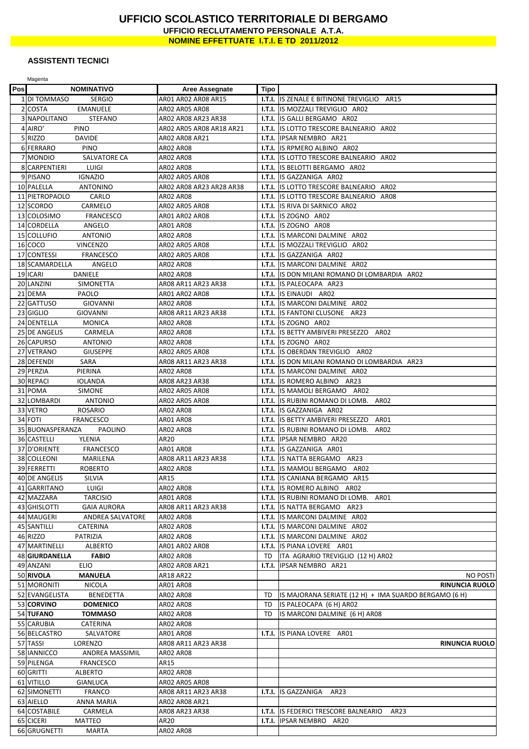# UFFICIO SCOLASTICO TERRITORIALE DI BERGAMO

**UFFICIO RECLUTAMENTO PERSONALE A.T.A.**

**NOMINE EFFETTUATE I.T.I. E TD 2011/2012**

**ASSISTENTI TECNICI**

Magenta

| Pos | NOMINATIVO | Aree Assegnate | Tipo | |
|---|---|---|---|---|
| 1 | DI TOMMASO SERGIO | AR01 AR02 AR08 AR15 | **I.T.I.** | IS ZENALE E BITINONE TREVIGLIO AR15 |
| 2 | COSTA EMANUELE | AR02 AR05 AR08 | **I.T.I.** | IS MOZZALI TREVIGLIO AR02 |
| 3 | NAPOLITANO STEFANO | AR02 AR08 AR23 AR38 | **I.T.I.** | IS GALLI BERGAMO AR02 |
| 4 | AIRO' PINO | AR02 AR05 AR08 AR18 AR21 | **I.T.I.** | IS LOTTO TRESCORE BALNEARIO AR02 |
| 5 | RIZZO DAVIDE | AR02 AR08 AR21 | **I.T.I.** | IPSAR NEMBRO AR21 |
| 6 | FERRARO PINO | AR02 AR08 | **I.T.I.** | IS RPMERO ALBINO AR02 |
| 7 | MONDIO SALVATORE CA | AR02 AR08 | **I.T.I.** | IS LOTTO TRESCORE BALNEARIO AR02 |
| 8 | CARPENTIERI LUIGI | AR02 AR08 | **I.T.I.** | IS BELOTTI BERGAMO AR02 |
| 9 | PISANO IGNAZIO | AR02 AR05 AR08 | **I.T.I.** | IS GAZZANIGA AR02 |
| 10 | PALELLA ANTONINO | AR02 AR08 AR23 AR28 AR38 | **I.T.I.** | IS LOTTO TRESCORE BALNEARIO AR02 |
| 11 | PIETROPAOLO CARLO | AR02 AR08 | **I.T.I.** | IS LOTTO TRESCORE BALNEARIO AR08 |
| 12 | SCORDO CARMELO | AR02 AR05 AR08 | **I.T.I.** | IS RIVA DI SARNICO AR02 |
| 13 | COLOSIMO FRANCESCO | AR01 AR02 AR08 | **I.T.I.** | IS ZOGNO AR02 |
| 14 | CORDELLA ANGELO | AR01 AR08 | **I.T.I.** | IS ZOGNO AR08 |
| 15 | COLLUFIO ANTONIO | AR02 AR08 | **I.T.I.** | IS MARCONI DALMINE AR02 |
| 16 | COCO VINCENZO | AR02 AR05 AR08 | **I.T.I.** | IS MOZZALI TREVIGLIO AR02 |
| 17 | CONTESSI FRANCESCO | AR02 AR05 AR08 | **I.T.I.** | IS GAZZANIGA AR02 |
| 18 | SCAMARDELLA ANGELO | AR02 AR08 | **I.T.I.** | IS MARCONI DALMINE AR02 |
| 19 | ICARI DANIELE | AR02 AR08 | **I.T.I.** | IS DON MILANI ROMANO DI LOMBARDIA AR02 |
| 20 | LANZINI SIMONETTA | AR08 AR11 AR23 AR38 | **I.T.I.** | IS PALEOCAPA AR23 |
| 21 | DEMA PAOLO | AR01 AR02 AR08 | **I.T.I.** | IS EINAUDI AR02 |
| 22 | GATTUSO GIOVANNI | AR02 AR08 | **I.T.I.** | IS MARCONI DALMINE AR02 |
| 23 | GIGLIO GIOVANNI | AR08 AR11 AR23 AR38 | **I.T.I.** | IS FANTONI CLUSONE AR23 |
| 24 | DENTELLA MONICA | AR02 AR08 | **I.T.I.** | IS ZOGNO AR02 |
| 25 | DE ANGELIS CARMELA | AR02 AR08 | **I.T.I.** | IS BETTY AMBIVERI PRESEZZO AR02 |
| 26 | CAPURSO ANTONIO | AR02 AR08 | **I.T.I.** | IS ZOGNO AR02 |
| 27 | VETRANO GIUSEPPE | AR02 AR05 AR08 | **I.T.I.** | IS OBERDAN TREVIGLIO AR02 |
| 28 | DEFENDI SARA | AR08 AR11 AR23 AR38 | **I.T.I.** | IS DON MILANI ROMANO DI LOMBARDIA AR23 |
| 29 | PERZIA PIERINA | AR02 AR08 | **I.T.I.** | IS MARCONI DALMINE AR02 |
| 30 | REPACI IOLANDA | AR08 AR23 AR38 | **I.T.I.** | IS ROMERO ALBINO AR23 |
| 31 | POMA SIMONE | AR02 AR05 AR08 | **I.T.I.** | IS MAMOLI BERGAMO AR02 |
| 32 | LOMBARDI ANTONIO | AR02 AR05 AR08 | **I.T.I.** | IS RUBINI ROMANO DI LOMB. AR02 |
| 33 | VETRO ROSARIO | AR02 AR08 | **I.T.I.** | IS GAZZANIGA AR02 |
| 34 | FOTI FRANCESCO | AR01 AR08 | **I.T.I.** | IS BETTY AMBIVERI PRESEZZO AR01 |
| 35 | BUONASPERANZA PAOLINO | AR02 AR08 | **I.T.I.** | IS RUBINI ROMANO DI LOMB. AR02 |
| 36 | CASTELLI YLENIA | AR20 | **I.T.I.** | IPSAR NEMBRO AR20 |
| 37 | D'ORIENTE FRANCESCO | AR01 AR08 | **I.T.I.** | IS GAZZANIGA AR01 |
| 38 | COLLEONI MARILENA | AR08 AR11 AR23 AR38 | **I.T.I.** | IS NATTA BERGAMO AR23 |
| 39 | FERRETTI ROBERTO | AR02 AR08 | **I.T.I.** | IS MAMOLI BERGAMO AR02 |
| 40 | DE ANGELIS SILVIA | AR15 | **I.T.I.** | IS CANIANA BERGAMO AR15 |
| 41 | GARRITANO LUIGI | AR02 AR08 | **I.T.I.** | IS ROMERO ALBINO AR02 |
| 42 | MAZZARA TARCISIO | AR01 AR08 | **I.T.I.** | IS RUBINI ROMANO DI LOMB. AR01 |
| 43 | GHISLOTTI GAIA AURORA | AR08 AR11 AR23 AR38 | **I.T.I.** | IS NATTA BERGAMO AR23 |
| 44 | MAUGERI ANDREA SALVATORE | AR02 AR08 | **I.T.I.** | IS MARCONI DALMINE AR02 |
| 45 | SANTILLI CATERINA | AR02 AR08 | **I.T.I.** | IS MARCONI DALMINE AR02 |
| 46 | RIZZO PATRIZIA | AR02 AR08 | **I.T.I.** | IS MARCONI DALMINE AR02 |
| 47 | MARTINELLI ALBERTO | AR01 AR02 AR08 | **I.T.I.** | IS PIANA LOVERE AR01 |
| 48 | **GIURDANELLA FABIO** | AR02 AR08 | TD | ITA AGRARIO TREVIGLIO (12 H) AR02 |
| 49 | ANZANI ELIO | AR02 AR08 AR21 | **I.T.I.** | IPSAR NEMBRO AR21 |
| 50 | **RIVOLA MANUELA** | AR18 AR22 | | NO POSTI |
| 51 | MORONITI NICOLA | AR01 AR08 | | **RINUNCIA RUOLO** |
| 52 | EVANGELISTA BENEDETTA | AR02 AR08 | TD | IS MAJORANA SERIATE (12 H) + IMA SUARDO BERGAMO (6 H) |
| 53 | **CORVINO DOMENICO** | AR02 AR08 | TD | IS PALEOCAPA (6 H) AR02 |
| 54 | **TUFANO TOMMASO** | AR02 AR08 | TD | IS MARCONI DALMINE (6 H) AR08 |
| 55 | CARUBIA CATERINA | AR02 AR08 | | |
| 56 | BELCASTRO SALVATORE | AR01 AR08 | **I.T.I.** | IS PIANA LOVERE AR01 |
| 57 | TASSI LORENZO | AR08 AR11 AR23 AR38 | | **RINUNCIA RUOLO** |
| 58 | IANNICCO ANDREA MASSIMIL | AR02 AR08 | | |
| 59 | PILENGA FRANCESCO | AR15 | | |
| 60 | GRITTI ALBERTO | AR02 AR08 | | |
| 61 | VITILLO GIANLUCA | AR02 AR05 AR08 | | |
| 62 | SIMONETTI FRANCO | AR08 AR11 AR23 AR38 | **I.T.I.** | IS GAZZANIGA AR23 |
| 63 | AIELLO ANNA MARIA | AR02 AR08 AR21 | | |
| 64 | COSTABILE CARMELA | AR08 AR23 AR38 | **I.T.I.** | IS FEDERICI TRESCORE BALNEARIO AR23 |
| 65 | CICERI MATTEO | AR20 | **I.T.I.** | IPSAR NEMBRO AR20 |
| 66 | GRUGNETTI MARTA | AR02 AR08 | | |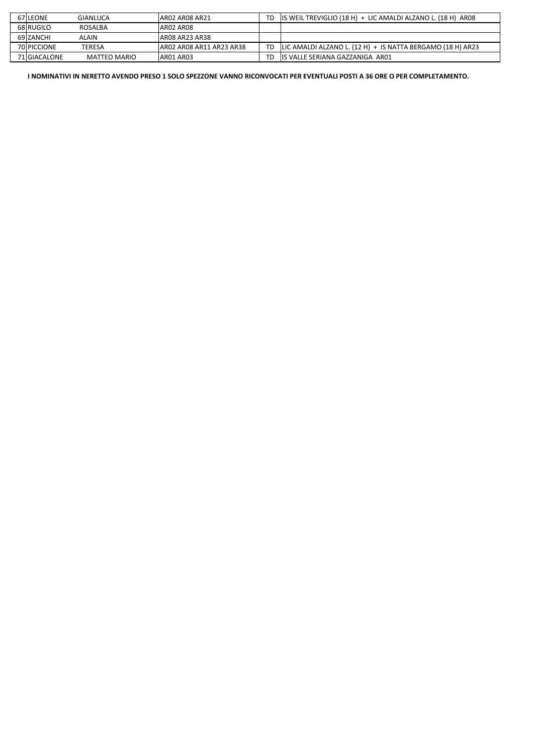| | | | | | |
|---|---|---|---|---|---|
| 67 | LEONE | GIANLUCA | AR02 AR08 AR21 | TD | IS WEIL TREVIGLIO (18 H) + LIC AMALDI ALZANO L. (18 H) AR08 |
| 68 | RUGILO | ROSALBA | AR02 AR08 | | |
| 69 | ZANCHI | ALAIN | AR08 AR23 AR38 | | |
| 70 | PICCIONE | TERESA | AR02 AR08 AR11 AR23 AR38 | TD | LIC AMALDI ALZANO L. (12 H) + IS NATTA BERGAMO (18 H) AR23 |
| 71 | GIACALONE | MATTEO MARIO | AR01 AR03 | TD | IS VALLE SERIANA GAZZANIGA AR01 |

**I NOMINATIVI IN NERETTO AVENDO PRESO 1 SOLO SPEZZONE VANNO RICONVOCATI PER EVENTUALI POSTI A 36 ORE O PER COMPLETAMENTO.**